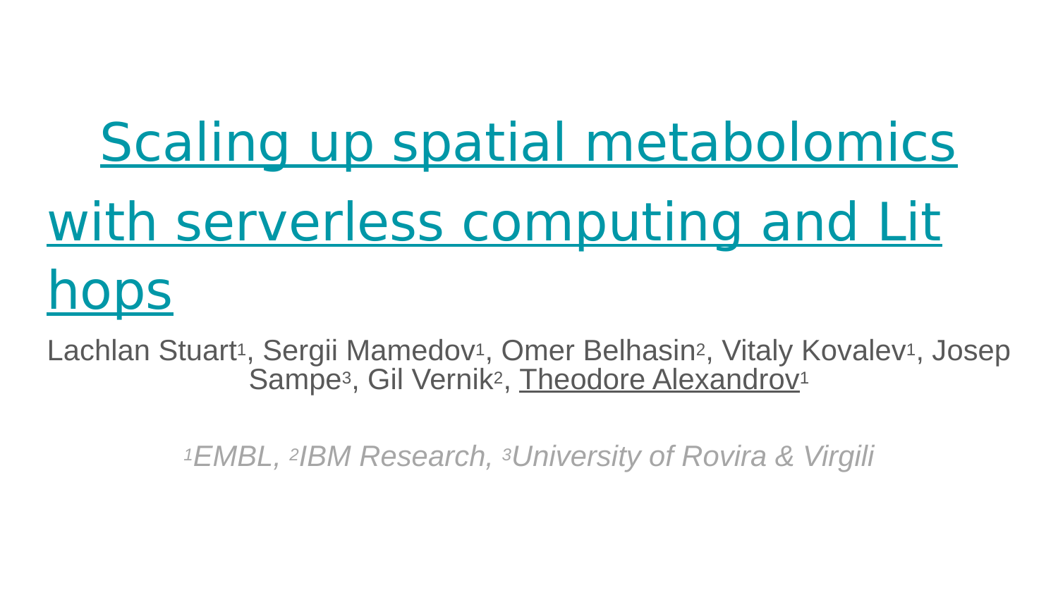# Scaling up spatial metabolomics with serverless computing and Lithops

Lachlan Stuart[1], Sergii Mamedov[1], Omer Belhasin[2], Vitaly Kovalev[1], Josep Sampe[3], Gil Vernik[2], Theodore Alexandrov[1]

*[1]EMBL, [2]IBM Research, [3]University of Rovira & Virgili*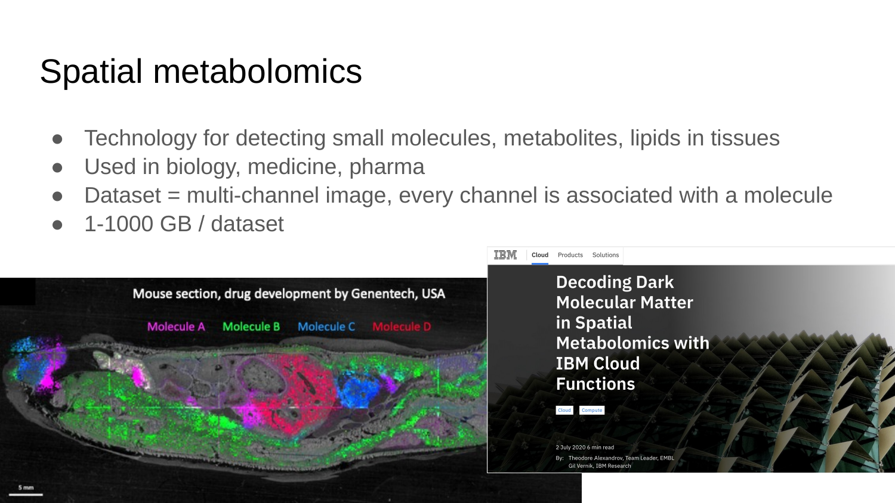# Spatial metabolomics

- Technology for detecting small molecules, metabolites, lipids in tissues
- Used in biology, medicine, pharma
- Dataset = multi-channel image, every channel is associated with a molecule
- 1-1000 GB / dataset

Mouse section, drug development by Genentech, USA

Molecule A Molecule B Molecule C Molecule D

5 mm

IBM Cloud Products Solutions

**Decoding Dark Molecular Matter in Spatial Metabolomics with IBM Cloud Functions**

Cloud Compute

2 July 2020 6 min read

By: Theodore Alexandrov, Team Leader, EMBL
Gil Vernik, IBM Research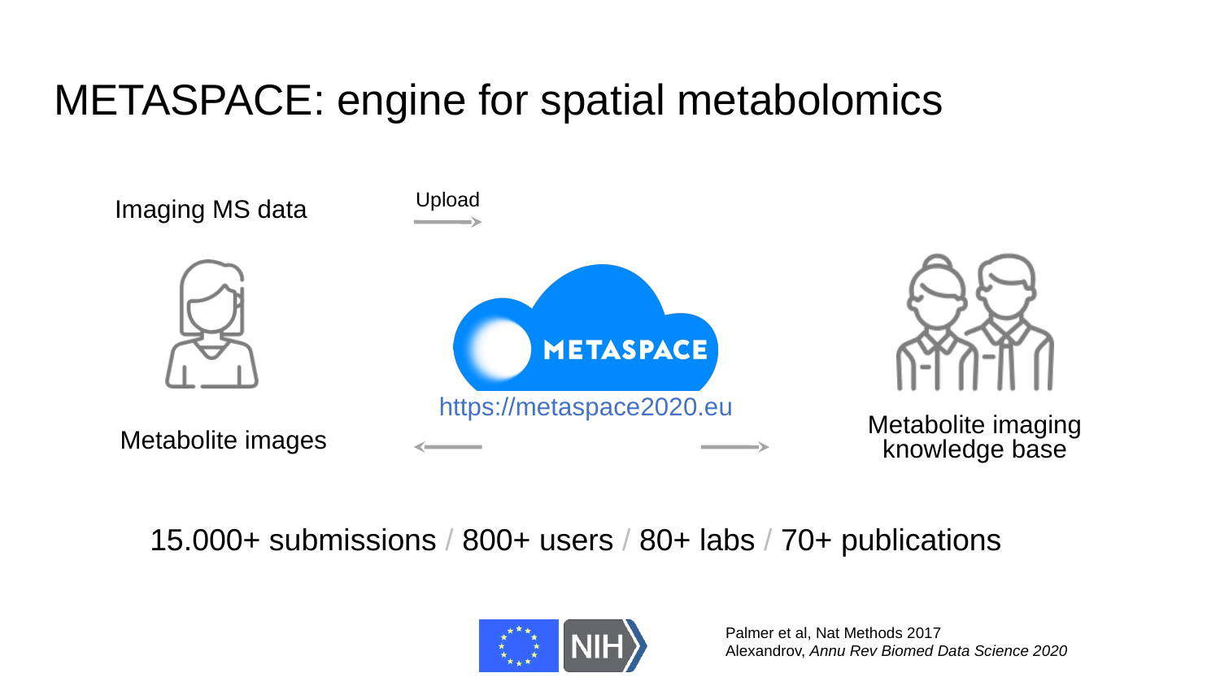# METASPACE: engine for spatial metabolomics

Imaging MS data

Upload

METASPACE

https://metaspace2020.eu

Metabolite images

Metabolite imaging knowledge base

15.000+ submissions / 800+ users / 80+ labs / 70+ publications

Palmer et al, Nat Methods 2017
Alexandrov, *Annu Rev Biomed Data Science 2020*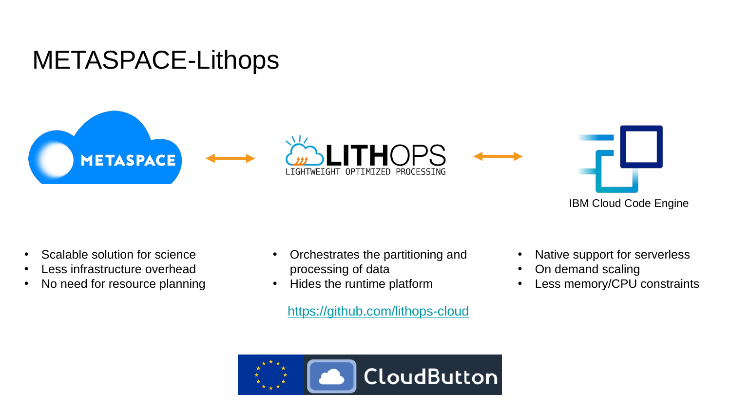# METASPACE-Lithops

METASPACE ⟷ LITHOPS (LIGHTWEIGHT OPTIMIZED PROCESSING) ⟷ IBM Cloud Code Engine

- Scalable solution for science
- Less infrastructure overhead
- No need for resource planning

- Orchestrates the partitioning and processing of data
- Hides the runtime platform

https://github.com/lithops-cloud

- Native support for serverless
- On demand scaling
- Less memory/CPU constraints

CloudButton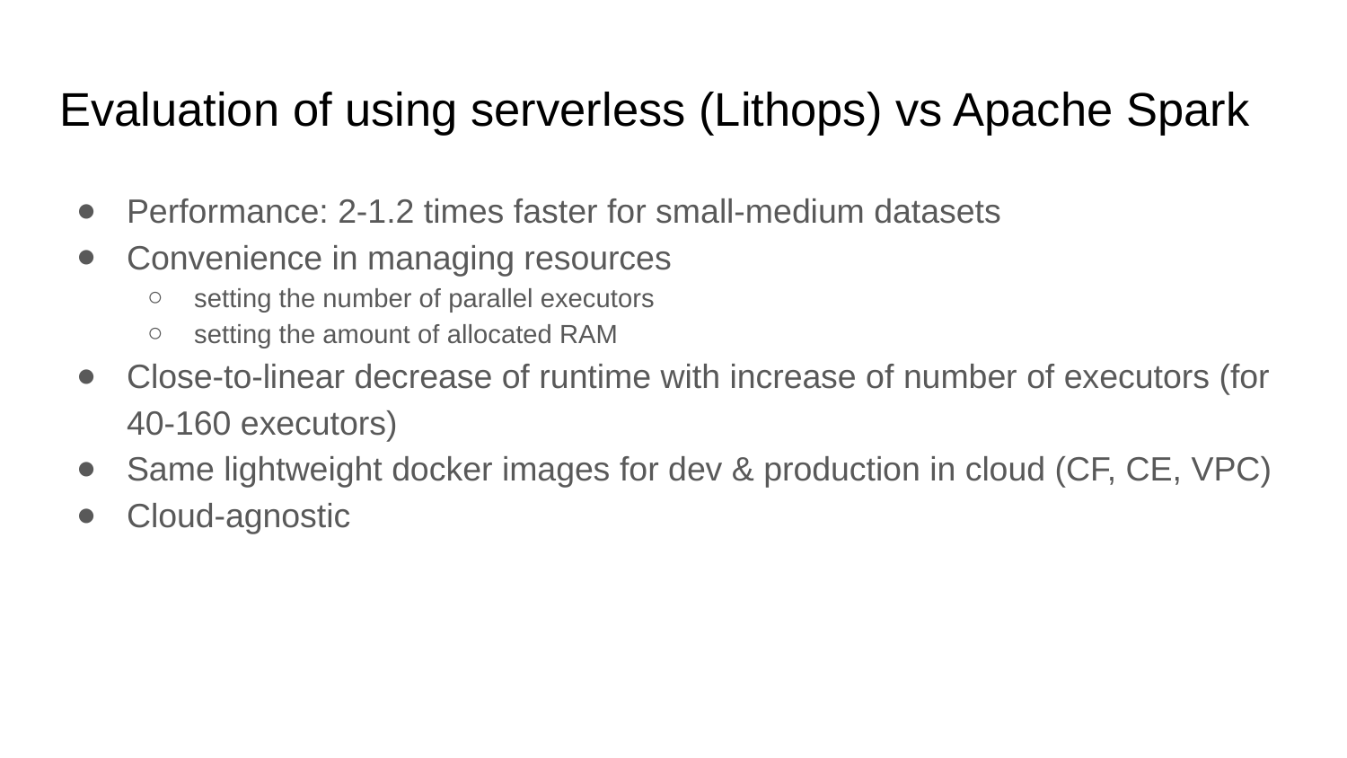# Evaluation of using serverless (Lithops) vs Apache Spark

- Performance: 2-1.2 times faster for small-medium datasets
- Convenience in managing resources
  - setting the number of parallel executors
  - setting the amount of allocated RAM
- Close-to-linear decrease of runtime with increase of number of executors (for 40-160 executors)
- Same lightweight docker images for dev & production in cloud (CF, CE, VPC)
- Cloud-agnostic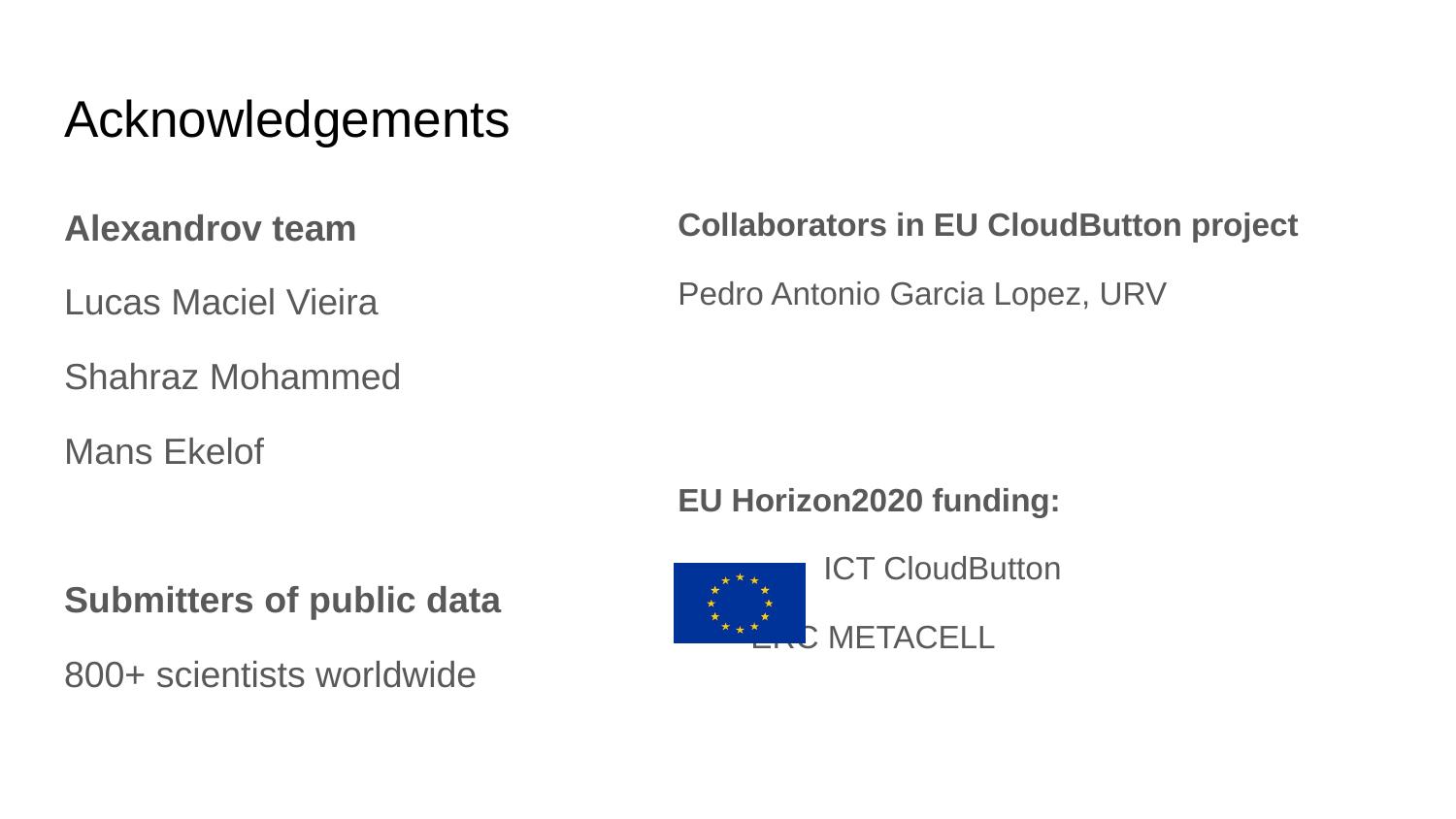# Acknowledgements

**Alexandrov team**

Lucas Maciel Vieira

Shahraz Mohammed

Mans Ekelof

**Submitters of public data**

800+ scientists worldwide

**Collaborators in EU CloudButton project**

Pedro Antonio Garcia Lopez, URV

**EU Horizon2020 funding:**

ICT CloudButton

ERC METACELL